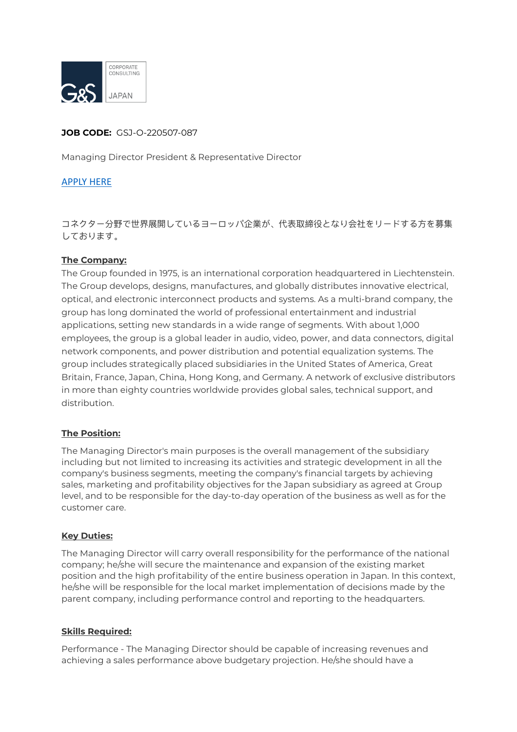**JOB CODE:** GSJ-O-220507-087

Managing Director President & Representative Director

[APPLY HERE]

コネクター分野で世界展開しているヨーロッパ企業が、代表取締役となり会社をリードする方を募集しております。

**The Company:**

The Group founded in 1975, is an international corporation headquartered in Liechtenstein. The Group develops, designs, manufactures, and globally distributes innovative electrical, optical, and electronic interconnect products and systems. As a multi-brand company, the group has long dominated the world of professional entertainment and industrial applications, setting new standards in a wide range of segments. With about 1,000 employees, the group is a global leader in audio, video, power, and data connectors, digital network components, and power distribution and potential equalization systems. The group includes strategically placed subsidiaries in the United States of America, Great Britain, France, Japan, China, Hong Kong, and Germany. A network of exclusive distributors in more than eighty countries worldwide provides global sales, technical support, and distribution.

**The Position:**

The Managing Director's main purposes is the overall management of the subsidiary including but not limited to increasing its activities and strategic development in all the company's business segments, meeting the company's financial targets by achieving sales, marketing and profitability objectives for the Japan subsidiary as agreed at Group level, and to be responsible for the day-to-day operation of the business as well as for the customer care.

**Key Duties:**

The Managing Director will carry overall responsibility for the performance of the national company; he/she will secure the maintenance and expansion of the existing market position and the high profitability of the entire business operation in Japan. In this context, he/she will be responsible for the local market implementation of decisions made by the parent company, including performance control and reporting to the headquarters.

**Skills Required:**

Performance - The Managing Director should be capable of increasing revenues and achieving a sales performance above budgetary projection. He/she should have a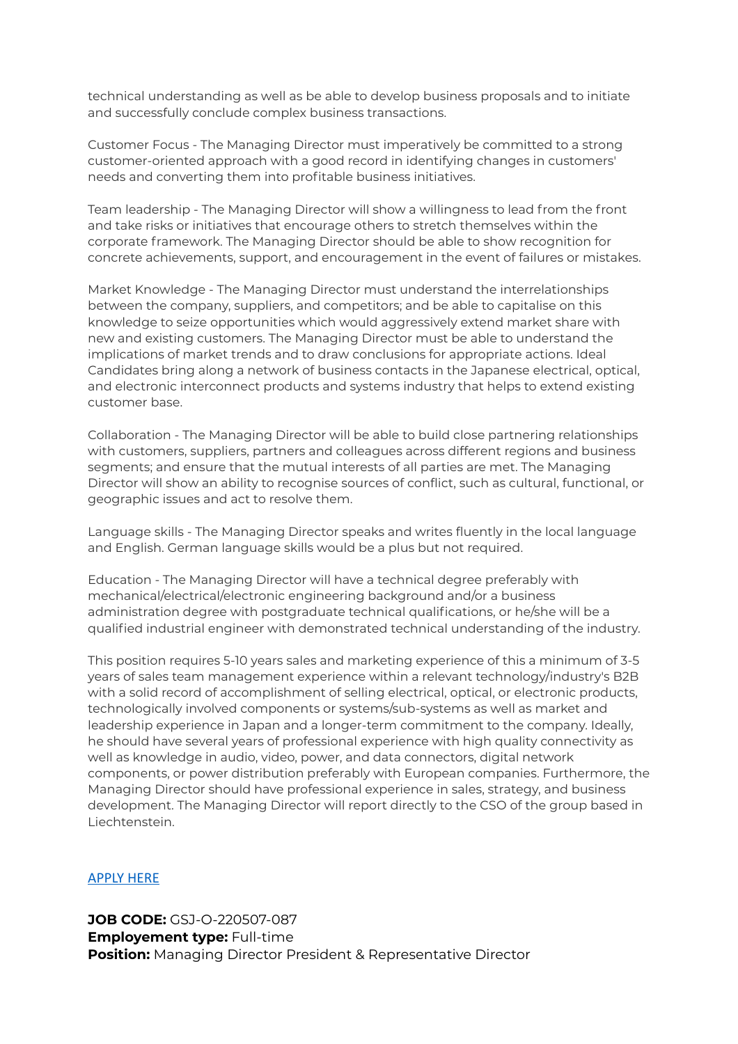technical understanding as well as be able to develop business proposals and to initiate and successfully conclude complex business transactions.

Customer Focus - The Managing Director must imperatively be committed to a strong customer-oriented approach with a good record in identifying changes in customers' needs and converting them into profitable business initiatives.

Team leadership - The Managing Director will show a willingness to lead from the front and take risks or initiatives that encourage others to stretch themselves within the corporate framework. The Managing Director should be able to show recognition for concrete achievements, support, and encouragement in the event of failures or mistakes.

Market Knowledge - The Managing Director must understand the interrelationships between the company, suppliers, and competitors; and be able to capitalise on this knowledge to seize opportunities which would aggressively extend market share with new and existing customers. The Managing Director must be able to understand the implications of market trends and to draw conclusions for appropriate actions. Ideal Candidates bring along a network of business contacts in the Japanese electrical, optical, and electronic interconnect products and systems industry that helps to extend existing customer base.

Collaboration - The Managing Director will be able to build close partnering relationships with customers, suppliers, partners and colleagues across different regions and business segments; and ensure that the mutual interests of all parties are met. The Managing Director will show an ability to recognise sources of conflict, such as cultural, functional, or geographic issues and act to resolve them.

Language skills - The Managing Director speaks and writes fluently in the local language and English. German language skills would be a plus but not required.

Education - The Managing Director will have a technical degree preferably with mechanical/electrical/electronic engineering background and/or a business administration degree with postgraduate technical qualifications, or he/she will be a qualified industrial engineer with demonstrated technical understanding of the industry.

This position requires 5-10 years sales and marketing experience of this a minimum of 3-5 years of sales team management experience within a relevant technology/industry's B2B with a solid record of accomplishment of selling electrical, optical, or electronic products, technologically involved components or systems/sub-systems as well as market and leadership experience in Japan and a longer-term commitment to the company. Ideally, he should have several years of professional experience with high quality connectivity as well as knowledge in audio, video, power, and data connectors, digital network components, or power distribution preferably with European companies. Furthermore, the Managing Director should have professional experience in sales, strategy, and business development. The Managing Director will report directly to the CSO of the group based in Liechtenstein.

APPLY HERE

**JOB CODE:** GSJ-O-220507-087
**Employement type:** Full-time
**Position:** Managing Director President & Representative Director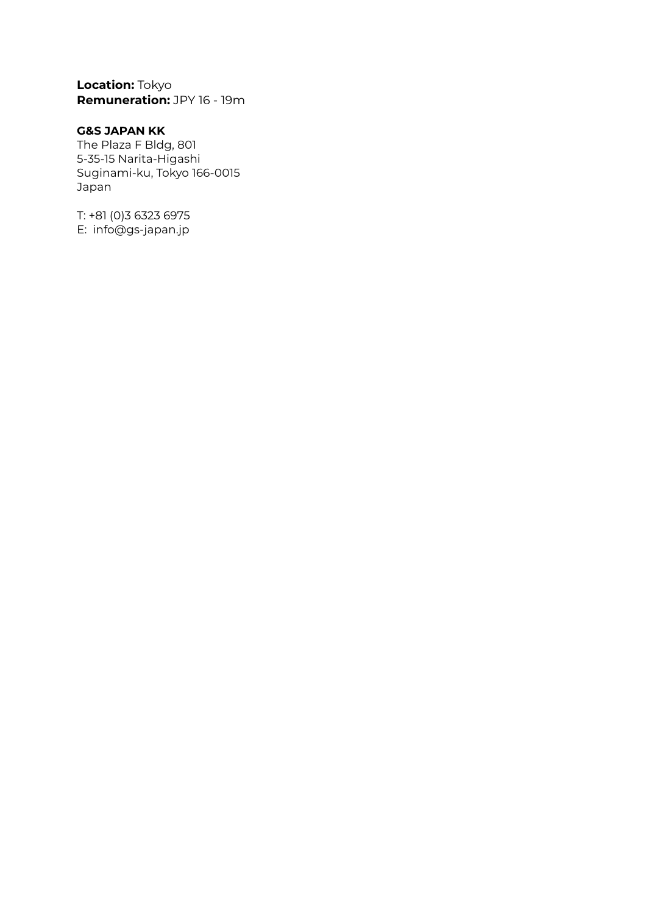**Location:** Tokyo
**Remuneration:** JPY 16 - 19m

**G&S JAPAN KK**
The Plaza F Bldg, 801
5-35-15 Narita-Higashi
Suginami-ku, Tokyo 166-0015
Japan

T: +81 (0)3 6323 6975
E: info@gs-japan.jp